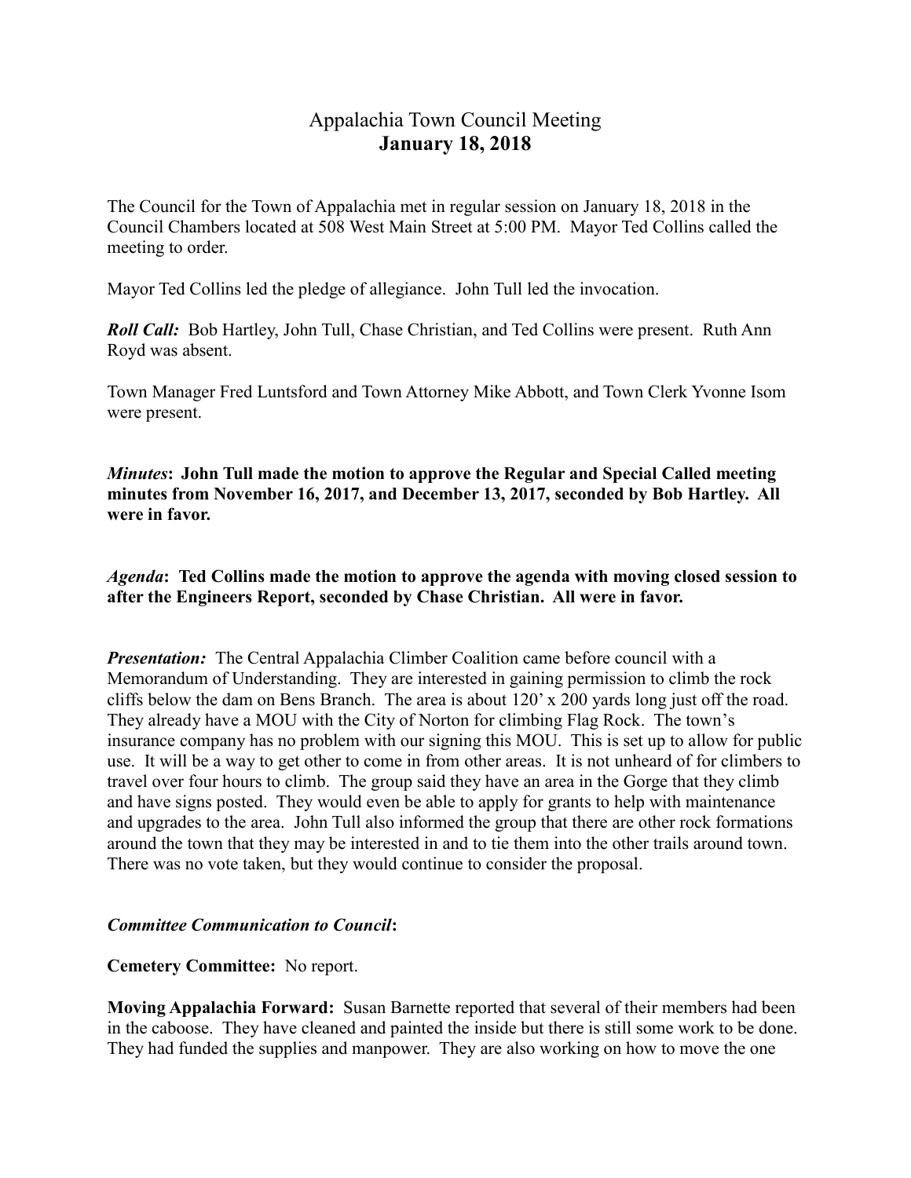# Appalachia Town Council Meeting
## **January 18, 2018**

The Council for the Town of Appalachia met in regular session on January 18, 2018 in the Council Chambers located at 508 West Main Street at 5:00 PM. Mayor Ted Collins called the meeting to order.

Mayor Ted Collins led the pledge of allegiance. John Tull led the invocation.

***Roll Call:*** Bob Hartley, John Tull, Chase Christian, and Ted Collins were present. Ruth Ann Royd was absent.

Town Manager Fred Luntsford and Town Attorney Mike Abbott, and Town Clerk Yvonne Isom were present.

***Minutes*: John Tull made the motion to approve the Regular and Special Called meeting minutes from November 16, 2017, and December 13, 2017, seconded by Bob Hartley. All were in favor.**

***Agenda*: Ted Collins made the motion to approve the agenda with moving closed session to after the Engineers Report, seconded by Chase Christian. All were in favor.**

***Presentation:*** The Central Appalachia Climber Coalition came before council with a Memorandum of Understanding. They are interested in gaining permission to climb the rock cliffs below the dam on Bens Branch. The area is about 120' x 200 yards long just off the road. They already have a MOU with the City of Norton for climbing Flag Rock. The town's insurance company has no problem with our signing this MOU. This is set up to allow for public use. It will be a way to get other to come in from other areas. It is not unheard of for climbers to travel over four hours to climb. The group said they have an area in the Gorge that they climb and have signs posted. They would even be able to apply for grants to help with maintenance and upgrades to the area. John Tull also informed the group that there are other rock formations around the town that they may be interested in and to tie them into the other trails around town. There was no vote taken, but they would continue to consider the proposal.

***Committee Communication to Council*:**

**Cemetery Committee:** No report.

**Moving Appalachia Forward:** Susan Barnette reported that several of their members had been in the caboose. They have cleaned and painted the inside but there is still some work to be done. They had funded the supplies and manpower. They are also working on how to move the one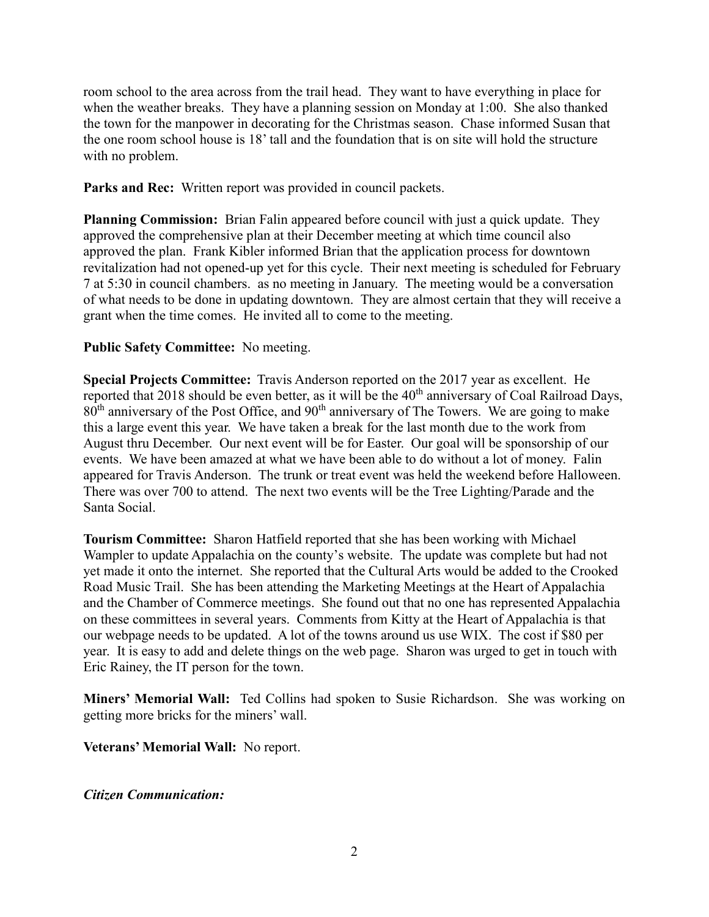room school to the area across from the trail head. They want to have everything in place for when the weather breaks. They have a planning session on Monday at 1:00. She also thanked the town for the manpower in decorating for the Christmas season. Chase informed Susan that the one room school house is 18' tall and the foundation that is on site will hold the structure with no problem.

**Parks and Rec:** Written report was provided in council packets.

**Planning Commission:** Brian Falin appeared before council with just a quick update. They approved the comprehensive plan at their December meeting at which time council also approved the plan. Frank Kibler informed Brian that the application process for downtown revitalization had not opened-up yet for this cycle. Their next meeting is scheduled for February 7 at 5:30 in council chambers. as no meeting in January. The meeting would be a conversation of what needs to be done in updating downtown. They are almost certain that they will receive a grant when the time comes. He invited all to come to the meeting.

**Public Safety Committee:** No meeting.

**Special Projects Committee:** Travis Anderson reported on the 2017 year as excellent. He reported that 2018 should be even better, as it will be the 40th anniversary of Coal Railroad Days, 80th anniversary of the Post Office, and 90th anniversary of The Towers. We are going to make this a large event this year. We have taken a break for the last month due to the work from August thru December. Our next event will be for Easter. Our goal will be sponsorship of our events. We have been amazed at what we have been able to do without a lot of money. Falin appeared for Travis Anderson. The trunk or treat event was held the weekend before Halloween. There was over 700 to attend. The next two events will be the Tree Lighting/Parade and the Santa Social.

**Tourism Committee:** Sharon Hatfield reported that she has been working with Michael Wampler to update Appalachia on the county's website. The update was complete but had not yet made it onto the internet. She reported that the Cultural Arts would be added to the Crooked Road Music Trail. She has been attending the Marketing Meetings at the Heart of Appalachia and the Chamber of Commerce meetings. She found out that no one has represented Appalachia on these committees in several years. Comments from Kitty at the Heart of Appalachia is that our webpage needs to be updated. A lot of the towns around us use WIX. The cost if $80 per year. It is easy to add and delete things on the web page. Sharon was urged to get in touch with Eric Rainey, the IT person for the town.

**Miners' Memorial Wall:** Ted Collins had spoken to Susie Richardson. She was working on getting more bricks for the miners' wall.

**Veterans' Memorial Wall:** No report.

***Citizen Communication:***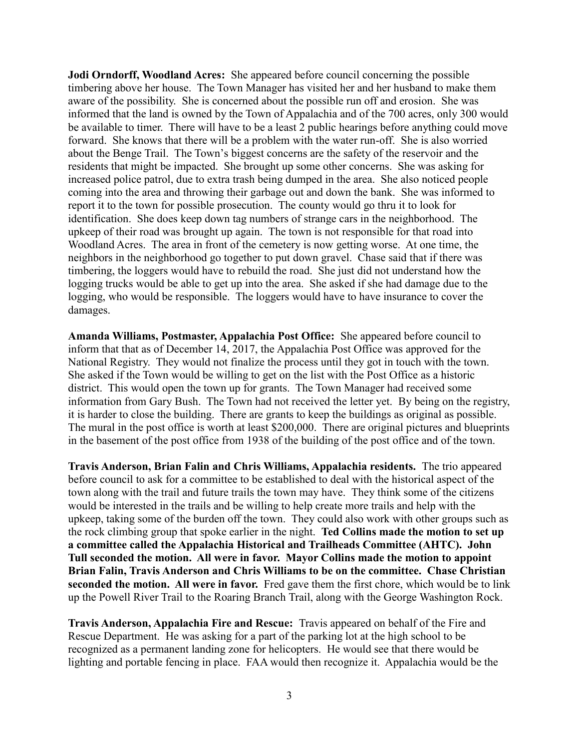**Jodi Orndorff, Woodland Acres:** She appeared before council concerning the possible timbering above her house. The Town Manager has visited her and her husband to make them aware of the possibility. She is concerned about the possible run off and erosion. She was informed that the land is owned by the Town of Appalachia and of the 700 acres, only 300 would be available to timer. There will have to be a least 2 public hearings before anything could move forward. She knows that there will be a problem with the water run-off. She is also worried about the Benge Trail. The Town's biggest concerns are the safety of the reservoir and the residents that might be impacted. She brought up some other concerns. She was asking for increased police patrol, due to extra trash being dumped in the area. She also noticed people coming into the area and throwing their garbage out and down the bank. She was informed to report it to the town for possible prosecution. The county would go thru it to look for identification. She does keep down tag numbers of strange cars in the neighborhood. The upkeep of their road was brought up again. The town is not responsible for that road into Woodland Acres. The area in front of the cemetery is now getting worse. At one time, the neighbors in the neighborhood go together to put down gravel. Chase said that if there was timbering, the loggers would have to rebuild the road. She just did not understand how the logging trucks would be able to get up into the area. She asked if she had damage due to the logging, who would be responsible. The loggers would have to have insurance to cover the damages.

**Amanda Williams, Postmaster, Appalachia Post Office:** She appeared before council to inform that that as of December 14, 2017, the Appalachia Post Office was approved for the National Registry. They would not finalize the process until they got in touch with the town. She asked if the Town would be willing to get on the list with the Post Office as a historic district. This would open the town up for grants. The Town Manager had received some information from Gary Bush. The Town had not received the letter yet. By being on the registry, it is harder to close the building. There are grants to keep the buildings as original as possible. The mural in the post office is worth at least $200,000. There are original pictures and blueprints in the basement of the post office from 1938 of the building of the post office and of the town.

**Travis Anderson, Brian Falin and Chris Williams, Appalachia residents.** The trio appeared before council to ask for a committee to be established to deal with the historical aspect of the town along with the trail and future trails the town may have. They think some of the citizens would be interested in the trails and be willing to help create more trails and help with the upkeep, taking some of the burden off the town. They could also work with other groups such as the rock climbing group that spoke earlier in the night. **Ted Collins made the motion to set up a committee called the Appalachia Historical and Trailheads Committee (AHTC). John Tull seconded the motion. All were in favor. Mayor Collins made the motion to appoint Brian Falin, Travis Anderson and Chris Williams to be on the committee. Chase Christian seconded the motion. All were in favor.** Fred gave them the first chore, which would be to link up the Powell River Trail to the Roaring Branch Trail, along with the George Washington Rock.

**Travis Anderson, Appalachia Fire and Rescue:** Travis appeared on behalf of the Fire and Rescue Department. He was asking for a part of the parking lot at the high school to be recognized as a permanent landing zone for helicopters. He would see that there would be lighting and portable fencing in place. FAA would then recognize it. Appalachia would be the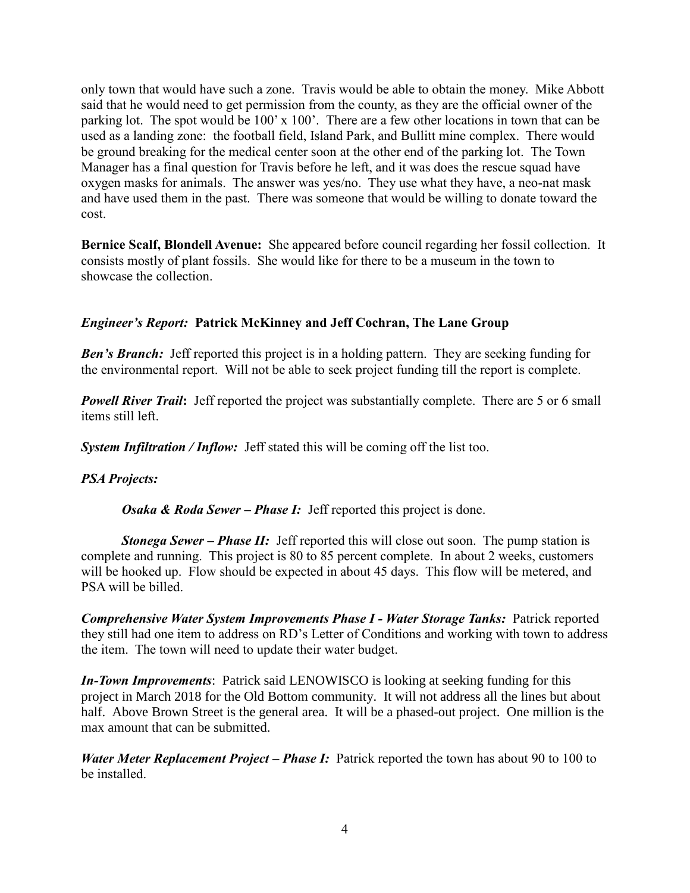only town that would have such a zone. Travis would be able to obtain the money. Mike Abbott said that he would need to get permission from the county, as they are the official owner of the parking lot. The spot would be 100' x 100'. There are a few other locations in town that can be used as a landing zone: the football field, Island Park, and Bullitt mine complex. There would be ground breaking for the medical center soon at the other end of the parking lot. The Town Manager has a final question for Travis before he left, and it was does the rescue squad have oxygen masks for animals. The answer was yes/no. They use what they have, a neo-nat mask and have used them in the past. There was someone that would be willing to donate toward the cost.

**Bernice Scalf, Blondell Avenue:** She appeared before council regarding her fossil collection. It consists mostly of plant fossils. She would like for there to be a museum in the town to showcase the collection.

***Engineer's Report:*** **Patrick McKinney and Jeff Cochran, The Lane Group**

***Ben's Branch:*** Jeff reported this project is in a holding pattern. They are seeking funding for the environmental report. Will not be able to seek project funding till the report is complete.

***Powell River Trail*:** Jeff reported the project was substantially complete. There are 5 or 6 small items still left.

***System Infiltration / Inflow:*** Jeff stated this will be coming off the list too.

***PSA Projects:***

***Osaka & Roda Sewer – Phase I:*** Jeff reported this project is done.

***Stonega Sewer – Phase II:*** Jeff reported this will close out soon. The pump station is complete and running. This project is 80 to 85 percent complete. In about 2 weeks, customers will be hooked up. Flow should be expected in about 45 days. This flow will be metered, and PSA will be billed.

***Comprehensive Water System Improvements Phase I - Water Storage Tanks:*** Patrick reported they still had one item to address on RD's Letter of Conditions and working with town to address the item. The town will need to update their water budget.

***In-Town Improvements***: Patrick said LENOWISCO is looking at seeking funding for this project in March 2018 for the Old Bottom community. It will not address all the lines but about half. Above Brown Street is the general area. It will be a phased-out project. One million is the max amount that can be submitted.

***Water Meter Replacement Project – Phase I:*** Patrick reported the town has about 90 to 100 to be installed.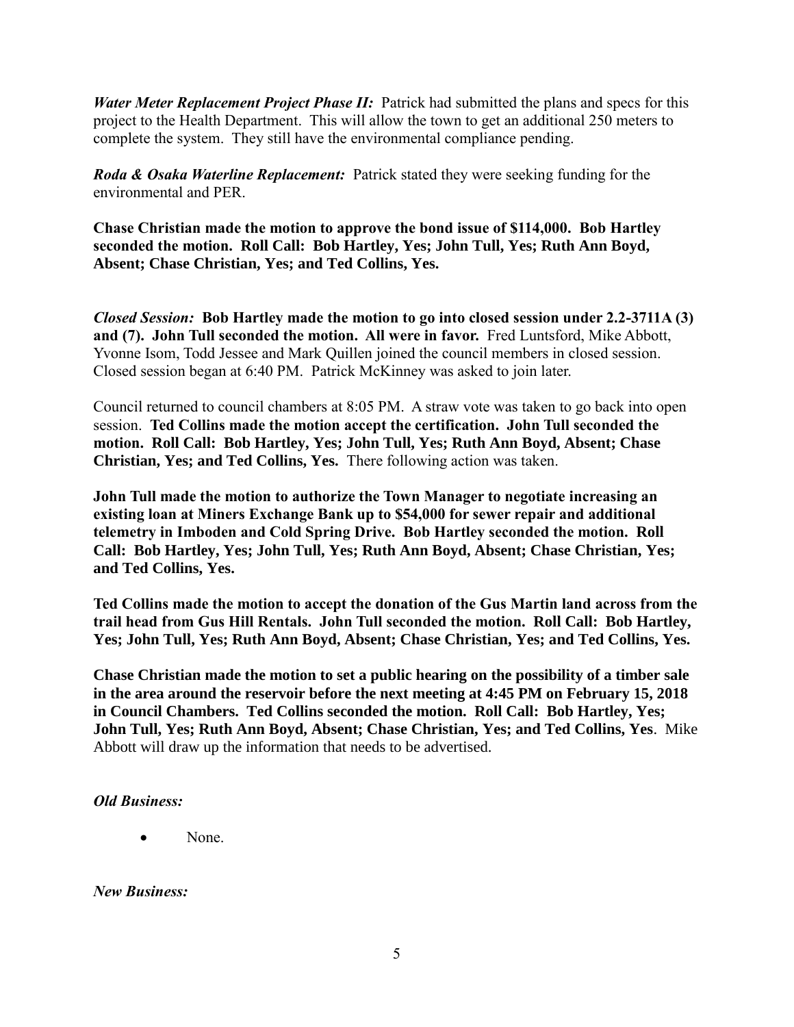***Water Meter Replacement Project Phase II:*** Patrick had submitted the plans and specs for this project to the Health Department. This will allow the town to get an additional 250 meters to complete the system. They still have the environmental compliance pending.

***Roda & Osaka Waterline Replacement:*** Patrick stated they were seeking funding for the environmental and PER.

**Chase Christian made the motion to approve the bond issue of $114,000. Bob Hartley seconded the motion. Roll Call: Bob Hartley, Yes; John Tull, Yes; Ruth Ann Boyd, Absent; Chase Christian, Yes; and Ted Collins, Yes.**

*Closed Session:* **Bob Hartley made the motion to go into closed session under 2.2-3711A (3) and (7). John Tull seconded the motion. All were in favor.** Fred Luntsford, Mike Abbott, Yvonne Isom, Todd Jessee and Mark Quillen joined the council members in closed session. Closed session began at 6:40 PM. Patrick McKinney was asked to join later.

Council returned to council chambers at 8:05 PM. A straw vote was taken to go back into open session. **Ted Collins made the motion accept the certification. John Tull seconded the motion. Roll Call: Bob Hartley, Yes; John Tull, Yes; Ruth Ann Boyd, Absent; Chase Christian, Yes; and Ted Collins, Yes.** There following action was taken.

**John Tull made the motion to authorize the Town Manager to negotiate increasing an existing loan at Miners Exchange Bank up to $54,000 for sewer repair and additional telemetry in Imboden and Cold Spring Drive. Bob Hartley seconded the motion. Roll Call: Bob Hartley, Yes; John Tull, Yes; Ruth Ann Boyd, Absent; Chase Christian, Yes; and Ted Collins, Yes.**

**Ted Collins made the motion to accept the donation of the Gus Martin land across from the trail head from Gus Hill Rentals. John Tull seconded the motion. Roll Call: Bob Hartley, Yes; John Tull, Yes; Ruth Ann Boyd, Absent; Chase Christian, Yes; and Ted Collins, Yes.**

**Chase Christian made the motion to set a public hearing on the possibility of a timber sale in the area around the reservoir before the next meeting at 4:45 PM on February 15, 2018 in Council Chambers. Ted Collins seconded the motion. Roll Call: Bob Hartley, Yes; John Tull, Yes; Ruth Ann Boyd, Absent; Chase Christian, Yes; and Ted Collins, Yes**. Mike Abbott will draw up the information that needs to be advertised.

***Old Business:***

- None.

***New Business:***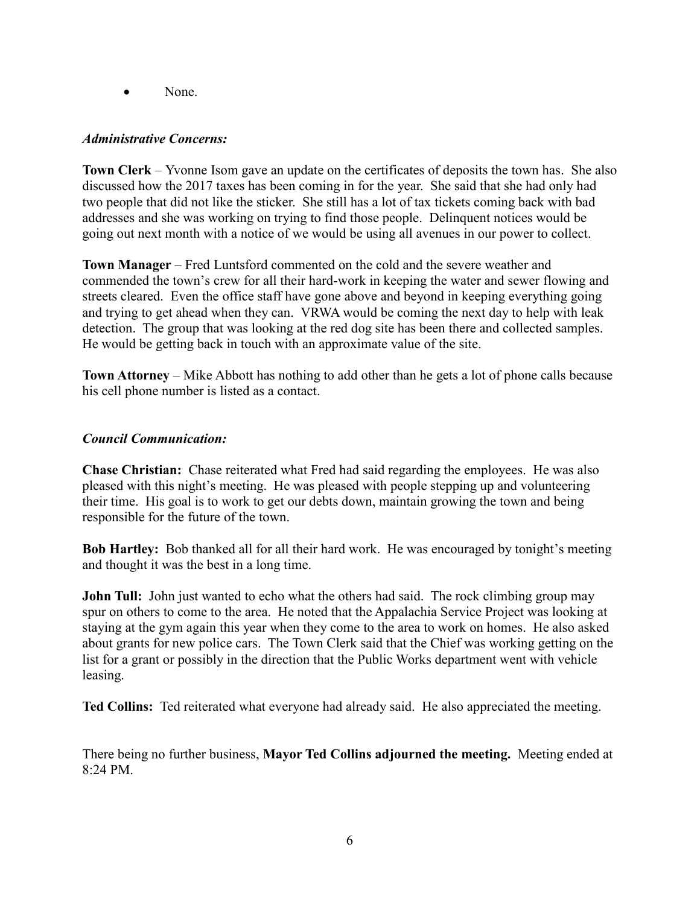- None.

*Administrative Concerns:*

**Town Clerk** – Yvonne Isom gave an update on the certificates of deposits the town has. She also discussed how the 2017 taxes has been coming in for the year. She said that she had only had two people that did not like the sticker. She still has a lot of tax tickets coming back with bad addresses and she was working on trying to find those people. Delinquent notices would be going out next month with a notice of we would be using all avenues in our power to collect.

**Town Manager** – Fred Luntsford commented on the cold and the severe weather and commended the town's crew for all their hard-work in keeping the water and sewer flowing and streets cleared. Even the office staff have gone above and beyond in keeping everything going and trying to get ahead when they can. VRWA would be coming the next day to help with leak detection. The group that was looking at the red dog site has been there and collected samples. He would be getting back in touch with an approximate value of the site.

**Town Attorney** – Mike Abbott has nothing to add other than he gets a lot of phone calls because his cell phone number is listed as a contact.

*Council Communication:*

**Chase Christian:** Chase reiterated what Fred had said regarding the employees. He was also pleased with this night's meeting. He was pleased with people stepping up and volunteering their time. His goal is to work to get our debts down, maintain growing the town and being responsible for the future of the town.

**Bob Hartley:** Bob thanked all for all their hard work. He was encouraged by tonight's meeting and thought it was the best in a long time.

**John Tull:** John just wanted to echo what the others had said. The rock climbing group may spur on others to come to the area. He noted that the Appalachia Service Project was looking at staying at the gym again this year when they come to the area to work on homes. He also asked about grants for new police cars. The Town Clerk said that the Chief was working getting on the list for a grant or possibly in the direction that the Public Works department went with vehicle leasing.

**Ted Collins:** Ted reiterated what everyone had already said. He also appreciated the meeting.

There being no further business, **Mayor Ted Collins adjourned the meeting.** Meeting ended at 8:24 PM.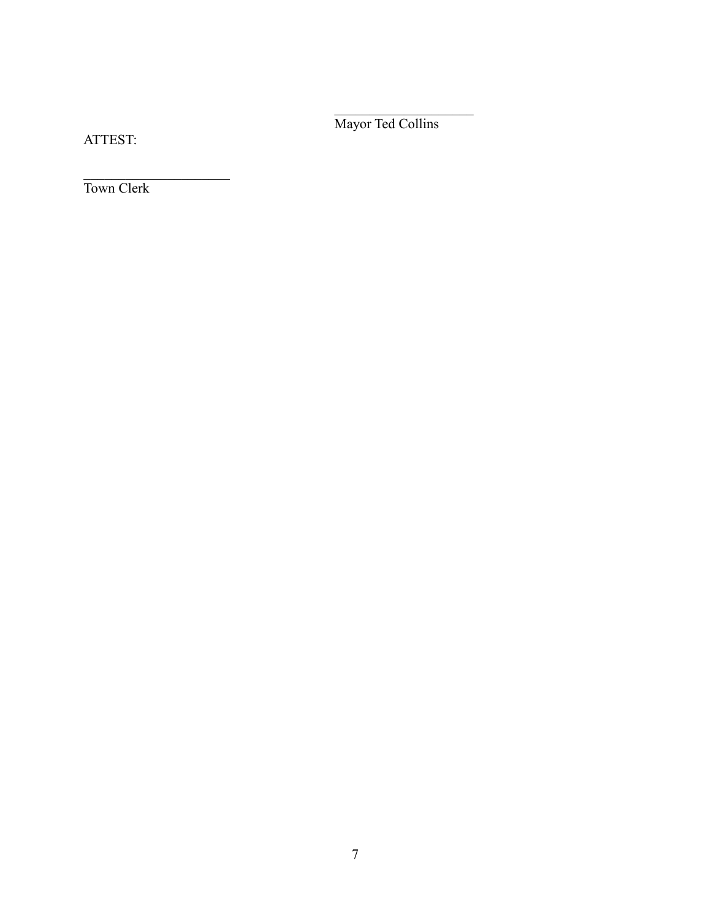\_\_\_\_\_\_\_\_\_\_\_\_\_\_\_\_\_\_\_\_

Mayor Ted Collins

ATTEST:

\_\_\_\_\_\_\_\_\_\_\_\_\_\_\_\_\_\_\_\_

Town Clerk